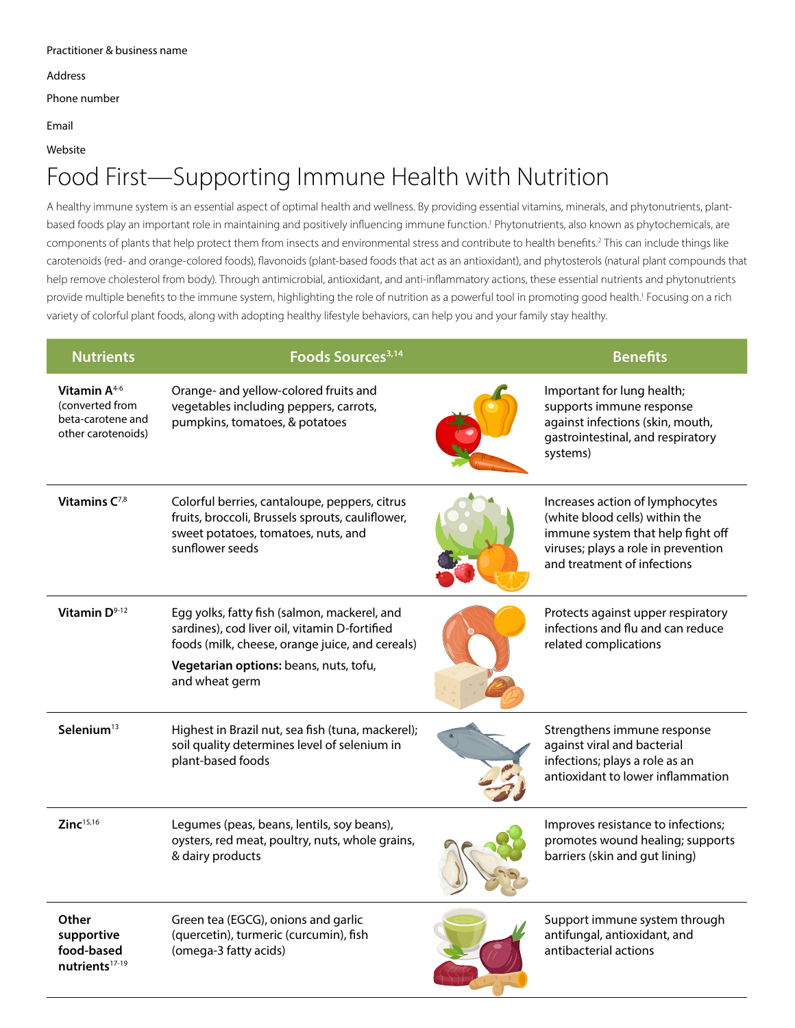Practitioner & business name

Address

Phone number

Email

Website

# Food First—Supporting Immune Health with Nutrition

A healthy immune system is an essential aspect of optimal health and wellness. By providing essential vitamins, minerals, and phytonutrients, plant-based foods play an important role in maintaining and positively influencing immune function.[1] Phytonutrients, also known as phytochemicals, are components of plants that help protect them from insects and environmental stress and contribute to health benefits.[2] This can include things like carotenoids (red- and orange-colored foods), flavonoids (plant-based foods that act as an antioxidant), and phytosterols (natural plant compounds that help remove cholesterol from body). Through antimicrobial, antioxidant, and anti-inflammatory actions, these essential nutrients and phytonutrients provide multiple benefits to the immune system, highlighting the role of nutrition as a powerful tool in promoting good health.[1] Focusing on a rich variety of colorful plant foods, along with adopting healthy lifestyle behaviors, can help you and your family stay healthy.

| Nutrients | Foods Sources[3,14] | Benefits |
|---|---|---|
| **Vitamin A**[4-6] (converted from beta-carotene and other carotenoids) | Orange- and yellow-colored fruits and vegetables including peppers, carrots, pumpkins, tomatoes, & potatoes | Important for lung health; supports immune response against infections (skin, mouth, gastrointestinal, and respiratory systems) |
| **Vitamins C**[7,8] | Colorful berries, cantaloupe, peppers, citrus fruits, broccoli, Brussels sprouts, cauliflower, sweet potatoes, tomatoes, nuts, and sunflower seeds | Increases action of lymphocytes (white blood cells) within the immune system that help fight off viruses; plays a role in prevention and treatment of infections |
| **Vitamin D**[9-12] | Egg yolks, fatty fish (salmon, mackerel, and sardines), cod liver oil, vitamin D-fortified foods (milk, cheese, orange juice, and cereals)<br>**Vegetarian options:** beans, nuts, tofu, and wheat germ | Protects against upper respiratory infections and flu and can reduce related complications |
| **Selenium**[13] | Highest in Brazil nut, sea fish (tuna, mackerel); soil quality determines level of selenium in plant-based foods | Strengthens immune response against viral and bacterial infections; plays a role as an antioxidant to lower inflammation |
| **Zinc**[15,16] | Legumes (peas, beans, lentils, soy beans), oysters, red meat, poultry, nuts, whole grains, & dairy products | Improves resistance to infections; promotes wound healing; supports barriers (skin and gut lining) |
| **Other supportive food-based nutrients**[17-19] | Green tea (EGCG), onions and garlic (quercetin), turmeric (curcumin), fish (omega-3 fatty acids) | Support immune system through antifungal, antioxidant, and antibacterial actions |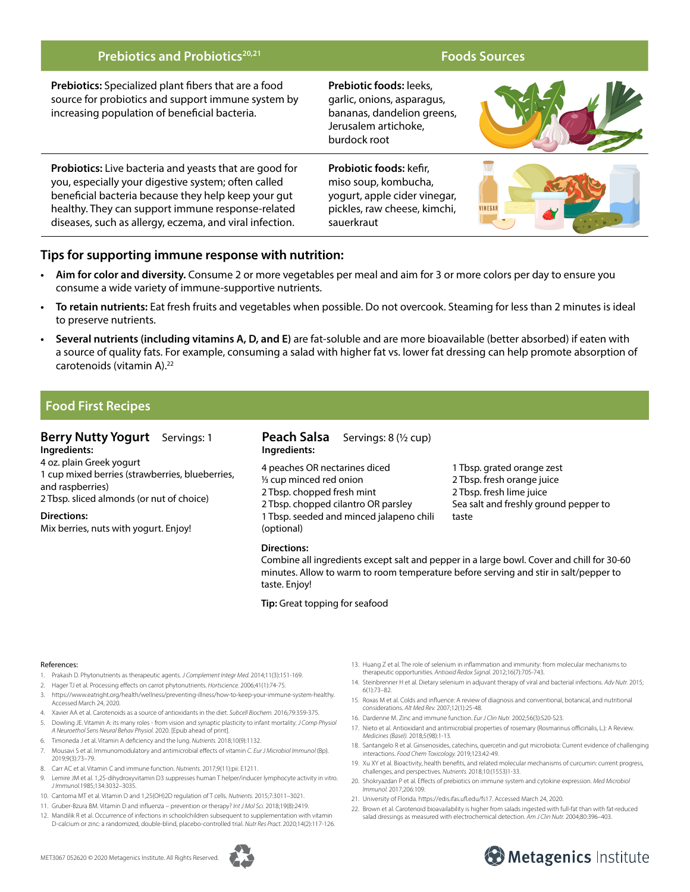| Prebiotics and Probiotics[20,21] | Foods Sources |
|---|---|
| **Prebiotics:** Specialized plant fibers that are a food source for probiotics and support immune system by increasing population of beneficial bacteria. | **Prebiotic foods:** leeks, garlic, onions, asparagus, bananas, dandelion greens, Jerusalem artichoke, burdock root |
| **Probiotics:** Live bacteria and yeasts that are good for you, especially your digestive system; often called beneficial bacteria because they help keep your gut healthy. They can support immune response-related diseases, such as allergy, eczema, and viral infection. | **Probiotic foods:** kefir, miso soup, kombucha, yogurt, apple cider vinegar, pickles, raw cheese, kimchi, sauerkraut |

## Tips for supporting immune response with nutrition:

- **Aim for color and diversity.** Consume 2 or more vegetables per meal and aim for 3 or more colors per day to ensure you consume a wide variety of immune-supportive nutrients.
- **To retain nutrients:** Eat fresh fruits and vegetables when possible. Do not overcook. Steaming for less than 2 minutes is ideal to preserve nutrients.
- **Several nutrients (including vitamins A, D, and E)** are fat-soluble and are more bioavailable (better absorbed) if eaten with a source of quality fats. For example, consuming a salad with higher fat vs. lower fat dressing can help promote absorption of carotenoids (vitamin A).[22]

## Food First Recipes

### Berry Nutty Yogurt

Servings: 1

**Ingredients:**

4 oz. plain Greek yogurt
1 cup mixed berries (strawberries, blueberries, and raspberries)
2 Tbsp. sliced almonds (or nut of choice)

**Directions:**

Mix berries, nuts with yogurt. Enjoy!

### Peach Salsa

Servings: 8 (½ cup)

**Ingredients:**

4 peaches OR nectarines diced
⅓ cup minced red onion
2 Tbsp. chopped fresh mint
2 Tbsp. chopped cilantro OR parsley
1 Tbsp. seeded and minced jalapeno chili (optional)
1 Tbsp. grated orange zest
2 Tbsp. fresh orange juice
2 Tbsp. fresh lime juice
Sea salt and freshly ground pepper to taste

**Directions:**

Combine all ingredients except salt and pepper in a large bowl. Cover and chill for 30-60 minutes. Allow to warm to room temperature before serving and stir in salt/pepper to taste. Enjoy!

**Tip:** Great topping for seafood

References:

1. Prakash D. Phytonutrients as therapeutic agents. *J Complement Integr Med.* 2014;11(3):151-169.
2. Hager TJ et al. Processing effects on carrot phytonutrients. *Hortscience.* 2006;41(1):74-75.
3. https://www.eatright.org/health/wellness/preventing-illness/how-to-keep-your-immune-system-healthy. Accessed March 24, 2020.
4. Xavier AA et al. Carotenoids as a source of antioxidants in the diet. *Subcell Biochem.* 2016;79:359-375.
5. Dowling JE. Vitamin A: its many roles - from vision and synaptic plasticity to infant mortality. *J Comp Physiol A Neuroethol Sens Neural Behav Physiol.* 2020. [Epub ahead of print].
6. Timoneda J et al. Vitamin A deficiency and the lung. *Nutrients.* 2018;10(9):1132.
7. Mousavi S et al. Immunomodulatory and antimicrobial effects of vitamin C. *Eur J Microbiol Immunol* (Bp). 2019;9(3):73–79.
8. Carr AC et al. Vitamin C and immune function. *Nutrients.* 2017;9(11):pii: E1211.
9. Lemire JM et al. 1,25-dihydroxyvitamin D3 suppresses human T helper/inducer lymphocyte activity in vitro. *J Immunol.*1985;134:3032–3035.
10. Cantorna MT et al. Vitamin D and 1,25(OH)2D regulation of T cells. *Nutrients.* 2015;7:3011–3021.
11. Gruber-Bzura BM. Vitamin D and influenza – prevention or therapy? *Int J Mol Sci.* 2018;19(8):2419.
12. Mandilik R et al. Occurrence of infections in schoolchildren subsequent to supplementation with vitamin D-calcium or zinc: a randomized, double-blind, placebo-controlled trial. *Nutr Res Pract.* 2020;14(2):117-126.
13. Huang Z et al. The role of selenium in inflammation and immunity: from molecular mechanisms to therapeutic opportunities. *Antioxid Redox Signal.* 2012;16(7):705-743.
14. Steinbrenner H et al. Dietary selenium in adjuvant therapy of viral and bacterial infections. *Adv Nutr.* 2015; 6(1):73–82.
15. Roxas M et al. Colds and influence: A review of diagnosis and conventional, botanical, and nutritional considerations. *Alt Med Rev.* 2007;12(1):25-48.
16. Dardenne M. Zinc and immune function. *Eur J Clin Nutr.* 2002;56(3):S20-S23.
17. Nieto et al. Antioxidant and antimicrobial properties of rosemary (Rosmarinus officinalis, L.): A Review. *Medicines (Basel).* 2018;5(98):1-13.
18. Santangelo R et al. Ginsenosides, catechins, quercetin and gut microbiota: Current evidence of challenging interactions. *Food Chem Toxicology.* 2019;123:42-49.
19. Xu XY et al. Bioactivity, health benefits, and related molecular mechanisms of curcumin: current progress, challenges, and perspectives. *Nutrients.* 2018;10:(1553)1-33.
20. Shokryazdan P et al. Effects of prebiotics on immune system and cytokine expression. *Med Microbiol Immunol.* 2017;206:109.
21. University of Florida. https://edis.ifas.ufl.edu/fs17. Accessed March 24, 2020.
22. Brown et al. Carotenoid bioavailability is higher from salads ingested with full-fat than with fat-reduced salad dressings as measured with electrochemical detection. *Am J Clin Nutr.* 2004;80:396–403.

MET3067 052620 © 2020 Metagenics Institute. All Rights Reserved.

Metagenics Institute